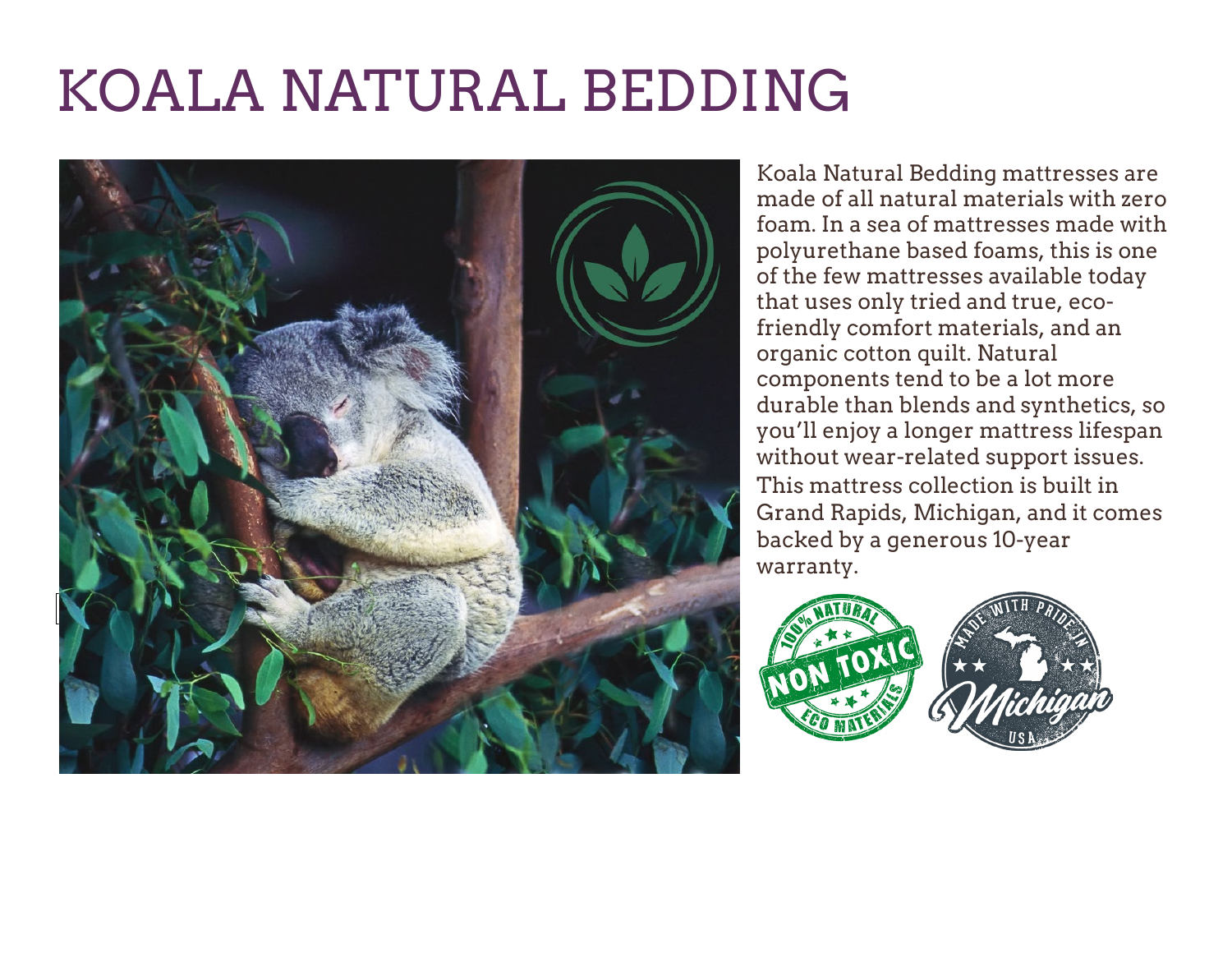# KOALA NATURAL BEDDING

Koala Natural Bedding mattresses are made of all natural materials with zero foam. In a sea of mattresses made with polyurethane based foams, this is one of the few mattresses available today that uses only tried and true, eco-friendly comfort materials, and an organic cotton quilt. Natural components tend to be a lot more durable than blends and synthetics, so you'll enjoy a longer mattress lifespan without wear-related support issues. This mattress collection is built in Grand Rapids, Michigan, and it comes backed by a generous 10-year warranty.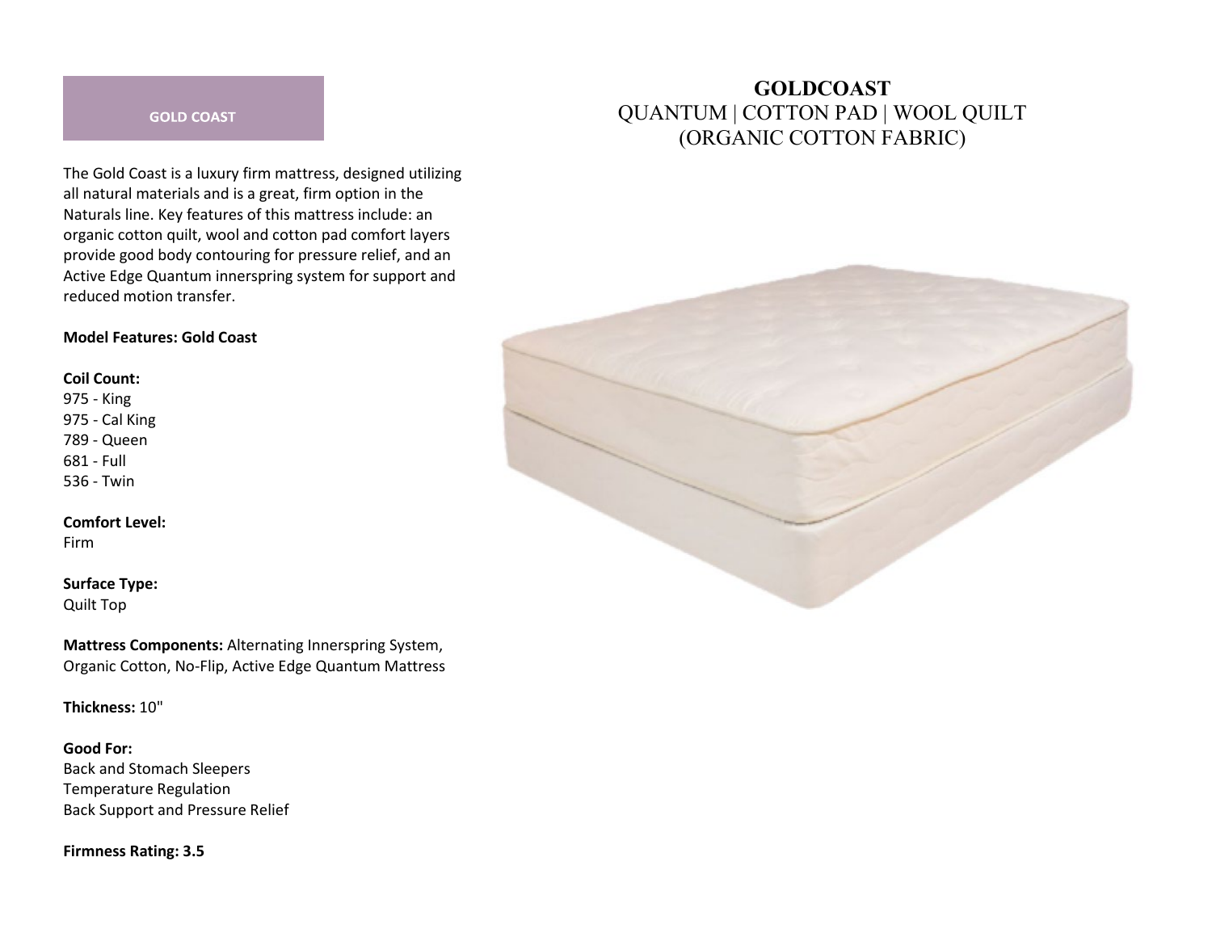# GOLDCOAST

QUANTUM | COTTON PAD | WOOL QUILT
(ORGANIC COTTON FABRIC)

## GOLD COAST

The Gold Coast is a luxury firm mattress, designed utilizing all natural materials and is a great, firm option in the Naturals line. Key features of this mattress include: an organic cotton quilt, wool and cotton pad comfort layers provide good body contouring for pressure relief, and an Active Edge Quantum innerspring system for support and reduced motion transfer.

**Model Features: Gold Coast**

**Coil Count:**
975 - King
975 - Cal King
789 - Queen
681 - Full
536 - Twin

**Comfort Level:**
Firm

**Surface Type:**
Quilt Top

**Mattress Components:** Alternating Innerspring System, Organic Cotton, No-Flip, Active Edge Quantum Mattress

**Thickness:** 10"

**Good For:**
Back and Stomach Sleepers
Temperature Regulation
Back Support and Pressure Relief

**Firmness Rating: 3.5**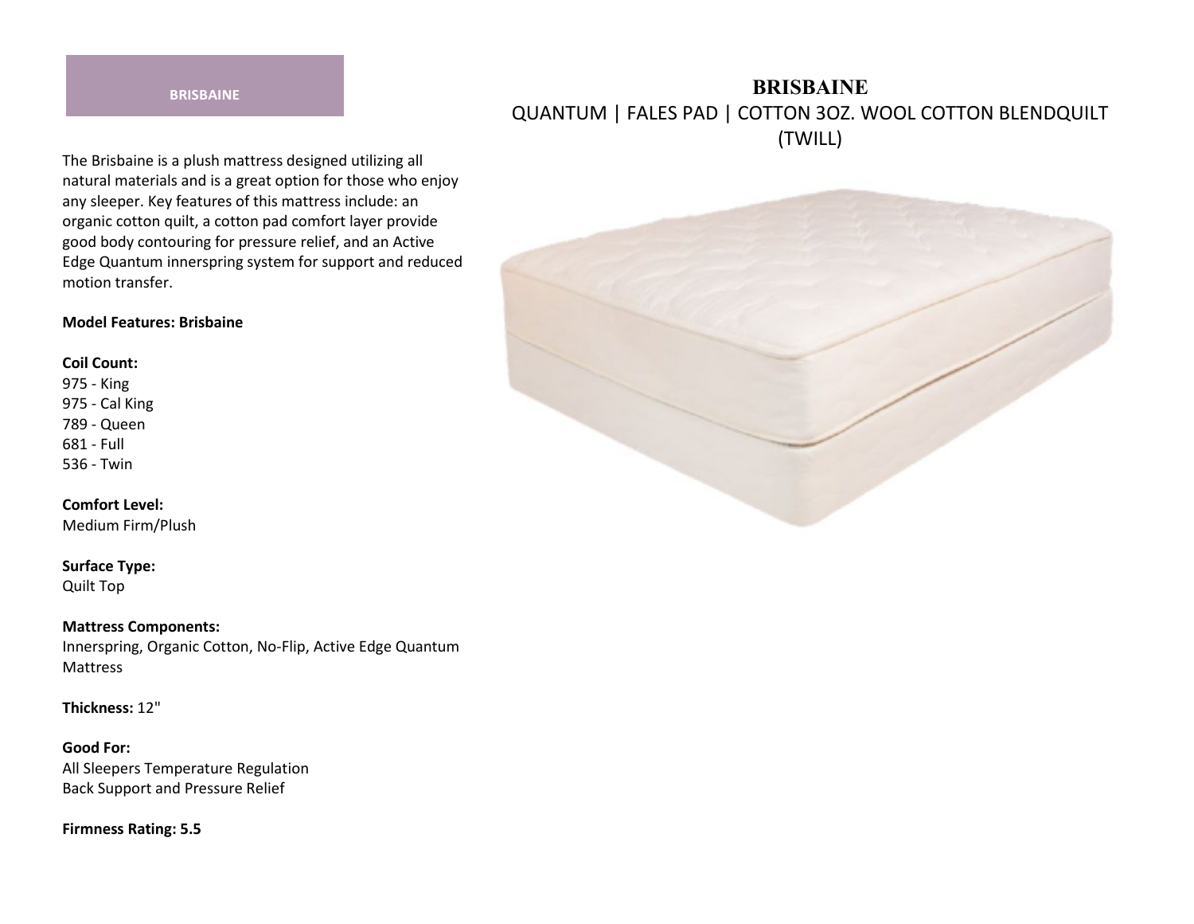**BRISBAINE**

# BRISBAINE

QUANTUM | FALES PAD | COTTON 3OZ. WOOL COTTON BLENDQUILT (TWILL)

The Brisbaine is a plush mattress designed utilizing all natural materials and is a great option for those who enjoy any sleeper. Key features of this mattress include: an organic cotton quilt, a cotton pad comfort layer provide good body contouring for pressure relief, and an Active Edge Quantum innerspring system for support and reduced motion transfer.

**Model Features: Brisbaine**

**Coil Count:**
975 - King
975 - Cal King
789 - Queen
681 - Full
536 - Twin

**Comfort Level:**
Medium Firm/Plush

**Surface Type:**
Quilt Top

**Mattress Components:**
Innerspring, Organic Cotton, No-Flip, Active Edge Quantum Mattress

**Thickness:** 12"

**Good For:**
All Sleepers Temperature Regulation
Back Support and Pressure Relief

**Firmness Rating: 5.5**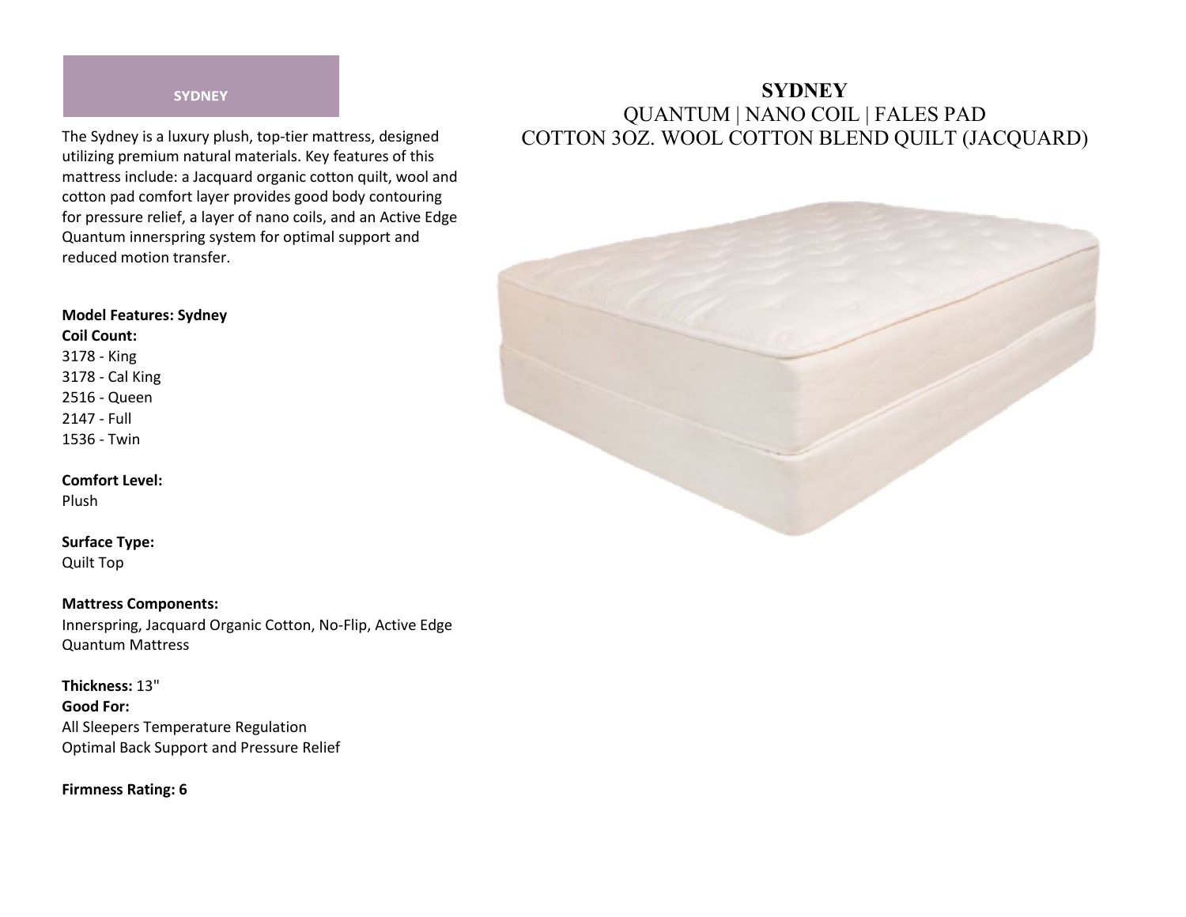## SYDNEY

The Sydney is a luxury plush, top-tier mattress, designed utilizing premium natural materials. Key features of this mattress include: a Jacquard organic cotton quilt, wool and cotton pad comfort layer provides good body contouring for pressure relief, a layer of nano coils, and an Active Edge Quantum innerspring system for optimal support and reduced motion transfer.

**Model Features: Sydney**
**Coil Count:**
3178 - King
3178 - Cal King
2516 - Queen
2147 - Full
1536 - Twin

**Comfort Level:**
Plush

**Surface Type:**
Quilt Top

**Mattress Components:**
Innerspring, Jacquard Organic Cotton, No-Flip, Active Edge Quantum Mattress

**Thickness:** 13"
**Good For:**
All Sleepers Temperature Regulation
Optimal Back Support and Pressure Relief

**Firmness Rating: 6**

**SYDNEY**
QUANTUM | NANO COIL | FALES PAD
COTTON 3OZ. WOOL COTTON BLEND QUILT (JACQUARD)